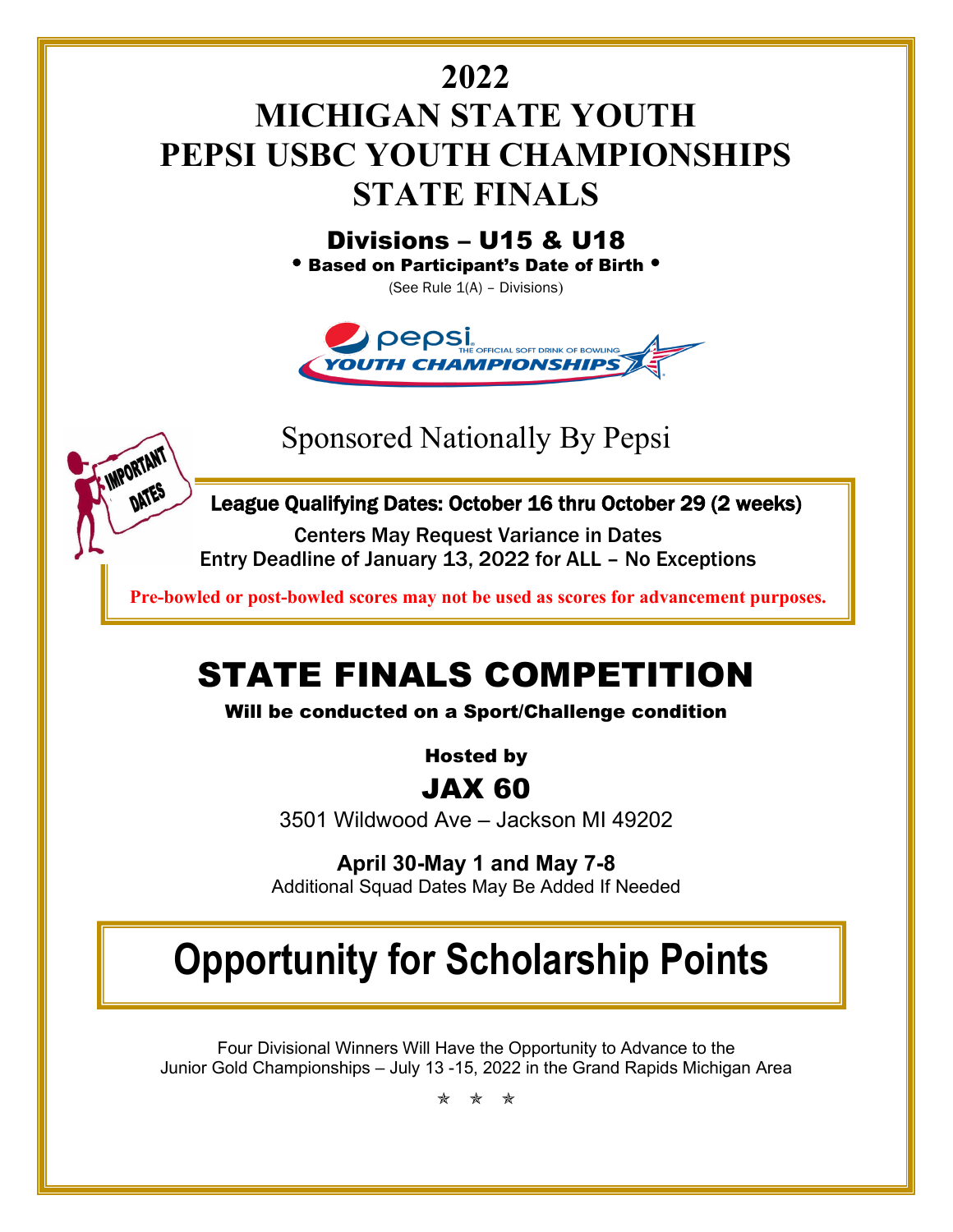# 2022

# MICHIGAN STATE YOUTH PEPSI USBC YOUTH CHAMPIONSHIPS STATE FINALS

## Divisions – U15 & U18

**• Based on Participant's Date of Birth •**

(See Rule 1(A) – Divisions)

Sponsored Nationally By Pepsi

**League Qualifying Dates: October 16 thru October 29 (2 weeks)**

Centers May Request Variance in Dates

Entry Deadline of January 13, 2022 for ALL – No Exceptions

**Pre-bowled or post-bowled scores may not be used as scores for advancement purposes.**

# STATE FINALS COMPETITION

**Will be conducted on a Sport/Challenge condition**

**Hosted by**

## JAX 60

3501 Wildwood Ave – Jackson MI 49202

**April 30-May 1 and May 7-8**

Additional Squad Dates May Be Added If Needed

# Opportunity for Scholarship Points

Four Divisional Winners Will Have the Opportunity to Advance to the Junior Gold Championships – July 13 -15, 2022 in the Grand Rapids Michigan Area

✯ ✯ ✯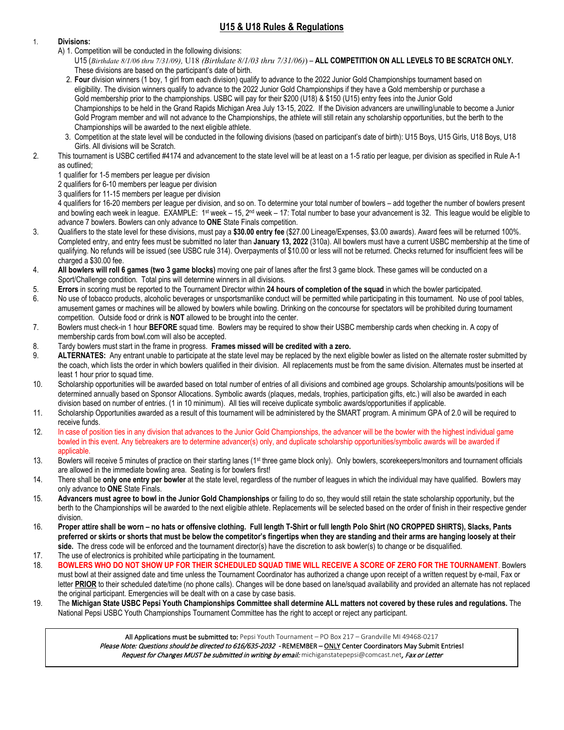## U15 & U18 Rules & Regulations

1. **Divisions:**
   A) 1. Competition will be conducted in the following divisions:
   U15 (*Birthdate 8/1/06 thru 7/31/09),* U18 *(Birthdate 8/1/03 thru 7/31/06)*) – **ALL COMPETITION ON ALL LEVELS TO BE SCRATCH ONLY.** These divisions are based on the participant's date of birth.
   2. **Four** division winners (1 boy, 1 girl from each division) qualify to advance to the 2022 Junior Gold Championships tournament based on eligibility. The division winners qualify to advance to the 2022 Junior Gold Championships if they have a Gold membership or purchase a Gold membership prior to the championships. USBC will pay for their $200 (U18) & $150 (U15) entry fees into the Junior Gold Championships to be held in the Grand Rapids Michigan Area July 13-15, 2022. If the Division advancers are unwilling/unable to become a Junior Gold Program member and will not advance to the Championships, the athlete will still retain any scholarship opportunities, but the berth to the Championships will be awarded to the next eligible athlete.
   3. Competition at the state level will be conducted in the following divisions (based on participant's date of birth): U15 Boys, U15 Girls, U18 Boys, U18 Girls. All divisions will be Scratch.
2. This tournament is USBC certified #4174 and advancement to the state level will be at least on a 1-5 ratio per league, per division as specified in Rule A-1 as outlined;
   1 qualifier for 1-5 members per league per division
   2 qualifiers for 6-10 members per league per division
   3 qualifiers for 11-15 members per league per division
   4 qualifiers for 16-20 members per league per division, and so on. To determine your total number of bowlers – add together the number of bowlers present and bowling each week in league. EXAMPLE: 1st week – 15, 2nd week – 17: Total number to base your advancement is 32. This league would be eligible to advance 7 bowlers. Bowlers can only advance to **ONE** State Finals competition.
3. Qualifiers to the state level for these divisions, must pay a **$30.00 entry fee** ($27.00 Lineage/Expenses, $3.00 awards). Award fees will be returned 100%. Completed entry, and entry fees must be submitted no later than **January 13, 2022** (310a). All bowlers must have a current USBC membership at the time of qualifying. No refunds will be issued (see USBC rule 314). Overpayments of $10.00 or less will not be returned. Checks returned for insufficient fees will be charged a $30.00 fee.
4. **All bowlers will roll 6 games (two 3 game blocks)** moving one pair of lanes after the first 3 game block. These games will be conducted on a Sport/Challenge condition. Total pins will determine winners in all divisions.
5. **Errors** in scoring must be reported to the Tournament Director within **24 hours of completion of the squad** in which the bowler participated.
6. No use of tobacco products, alcoholic beverages or unsportsmanlike conduct will be permitted while participating in this tournament. No use of pool tables, amusement games or machines will be allowed by bowlers while bowling. Drinking on the concourse for spectators will be prohibited during tournament competition. Outside food or drink is **NOT** allowed to be brought into the center.
7. Bowlers must check-in 1 hour **BEFORE** squad time. Bowlers may be required to show their USBC membership cards when checking in. A copy of membership cards from bowl.com will also be accepted.
8. Tardy bowlers must start in the frame in progress. **Frames missed will be credited with a zero.**
9. **ALTERNATES:** Any entrant unable to participate at the state level may be replaced by the next eligible bowler as listed on the alternate roster submitted by the coach, which lists the order in which bowlers qualified in their division. All replacements must be from the same division. Alternates must be inserted at least 1 hour prior to squad time.
10. Scholarship opportunities will be awarded based on total number of entries of all divisions and combined age groups. Scholarship amounts/positions will be determined annually based on Sponsor Allocations. Symbolic awards (plaques, medals, trophies, participation gifts, etc.) will also be awarded in each division based on number of entries. (1 in 10 minimum). All ties will receive duplicate symbolic awards/opportunities if applicable.
11. Scholarship Opportunities awarded as a result of this tournament will be administered by the SMART program. A minimum GPA of 2.0 will be required to receive funds.
12. In case of position ties in any division that advances to the Junior Gold Championships, the advancer will be the bowler with the highest individual game bowled in this event. Any tiebreakers are to determine advancer(s) only, and duplicate scholarship opportunities/symbolic awards will be awarded if applicable.
13. Bowlers will receive 5 minutes of practice on their starting lanes (1st three game block only). Only bowlers, scorekeepers/monitors and tournament officials are allowed in the immediate bowling area. Seating is for bowlers first!
14. There shall be **only one entry per bowler** at the state level, regardless of the number of leagues in which the individual may have qualified. Bowlers may only advance to **ONE** State Finals.
15. **Advancers must agree to bowl in the Junior Gold Championships** or failing to do so, they would still retain the state scholarship opportunity, but the berth to the Championships will be awarded to the next eligible athlete. Replacements will be selected based on the order of finish in their respective gender division.
16. **Proper attire shall be worn – no hats or offensive clothing. Full length T-Shirt or full length Polo Shirt (NO CROPPED SHIRTS), Slacks, Pants preferred or skirts or shorts that must be below the competitor's fingertips when they are standing and their arms are hanging loosely at their side.** The dress code will be enforced and the tournament director(s) have the discretion to ask bowler(s) to change or be disqualified.
17. The use of electronics is prohibited while participating in the tournament.
18. **BOWLERS WHO DO NOT SHOW UP FOR THEIR SCHEDULED SQUAD TIME WILL RECEIVE A SCORE OF ZERO FOR THE TOURNAMENT**. Bowlers must bowl at their assigned date and time unless the Tournament Coordinator has authorized a change upon receipt of a written request by e-mail, Fax or letter **PRIOR** to their scheduled date/time (no phone calls). Changes will be done based on lane/squad availability and provided an alternate has not replaced the original participant. Emergencies will be dealt with on a case by case basis.
19. The **Michigan State USBC Pepsi Youth Championships Committee shall determine ALL matters not covered by these rules and regulations.** The National Pepsi USBC Youth Championships Tournament Committee has the right to accept or reject any participant.

All Applications must be submitted to: Pepsi Youth Tournament – PO Box 217 – Grandville MI 49468-0217
*Please Note: Questions should be directed to 616/635-2032* - REMEMBER – ONLY Center Coordinators May Submit Entries!
*Request for Changes MUST be submitted in writing by email:* michiganstatepepsi@comcast.net*, Fax or Letter*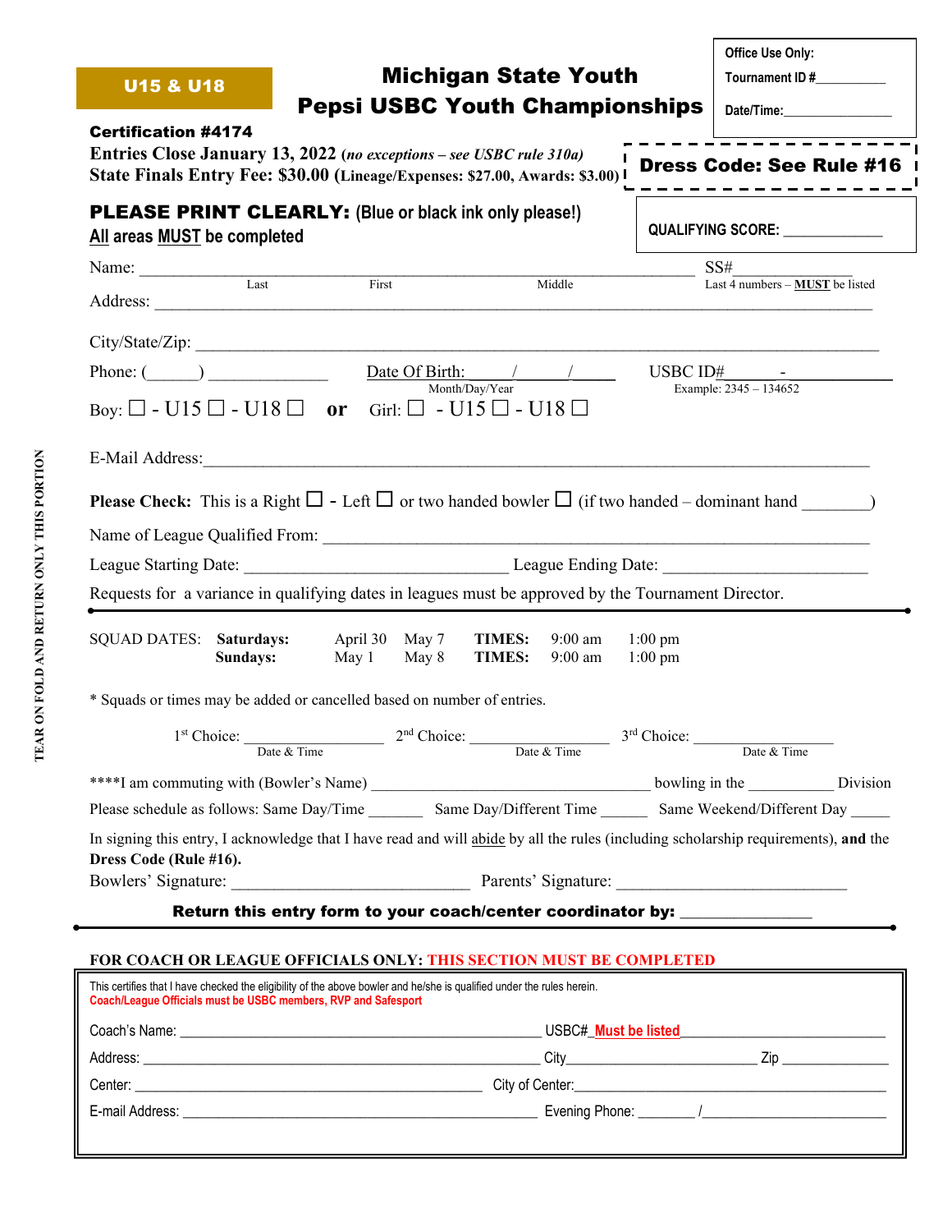**U15 & U18**

# Michigan State Youth
# Pepsi USBC Youth Championships

**Office Use Only:**
Tournament ID #__________
Date/Time:________________

**Certification #4174**

**Entries Close January 13, 2022** (*no exceptions – see USBC rule 310a*)
**State Finals Entry Fee: $30.00 (Lineage/Expenses: $27.00, Awards: $3.00)**

**Dress Code: See Rule #16**

**PLEASE PRINT CLEARLY:** (Blue or black ink only please!)
All areas MUST be completed

**QUALIFYING SCORE:** ____________

Name: ______________________________________________ SS#____________
Last First Middle — Last 4 numbers – **MUST** be listed

Address: ______________________________________________

City/State/Zip: ______________________________________________

Phone: (______) ______________ Date Of Birth: _____/_____/_____ (Month/Day/Year) USBC ID#______-__________ (Example: 2345 – 134652)

Boy: ☐ - U15 ☐ - U18 ☐ **or** Girl: ☐ - U15 ☐ - U18 ☐

E-Mail Address: ______________________________________________

**Please Check:** This is a Right ☐ - Left ☐ or two handed bowler ☐ (if two handed – dominant hand ________)

Name of League Qualified From: ______________________________________________

League Starting Date: ______________________ League Ending Date: ______________________

Requests for a variance in qualifying dates in leagues must be approved by the Tournament Director.

---

| SQUAD DATES: | | | | | | |
|---|---|---|---|---|---|---|
| **Saturdays:** | April 30 | May 7 | **TIMES:** | 9:00 am | 1:00 pm |
| **Sundays:** | May 1 | May 8 | **TIMES:** | 9:00 am | 1:00 pm |

\* Squads or times may be added or cancelled based on number of entries.

1st Choice: ______________ (Date & Time) 2nd Choice: ______________ (Date & Time) 3rd Choice: ______________ (Date & Time)

****I am commuting with (Bowler's Name) ______________________ bowling in the __________ Division

Please schedule as follows: Same Day/Time _______ Same Day/Different Time ______ Same Weekend/Different Day _____

In signing this entry, I acknowledge that I have read and will abide by all the rules (including scholarship requirements), **and** the **Dress Code (Rule #16).**

Bowlers' Signature: ______________________ Parents' Signature: ______________________

**Return this entry form to your coach/center coordinator by:** ______________

---

TEAR ON FOLD AND RETURN ONLY THIS PORTION

**FOR COACH OR LEAGUE OFFICIALS ONLY: THIS SECTION MUST BE COMPLETED**

This certifies that I have checked the eligibility of the above bowler and he/she is qualified under the rules herein.
**Coach/League Officials must be USBC members, RVP and Safesport**

Coach's Name: ______________________________ USBC#_**Must be listed**__________

Address: ______________________________ City______________ Zip ____________

Center: ______________________________ City of Center: ______________________

E-mail Address: ______________________________ Evening Phone: _______ /______________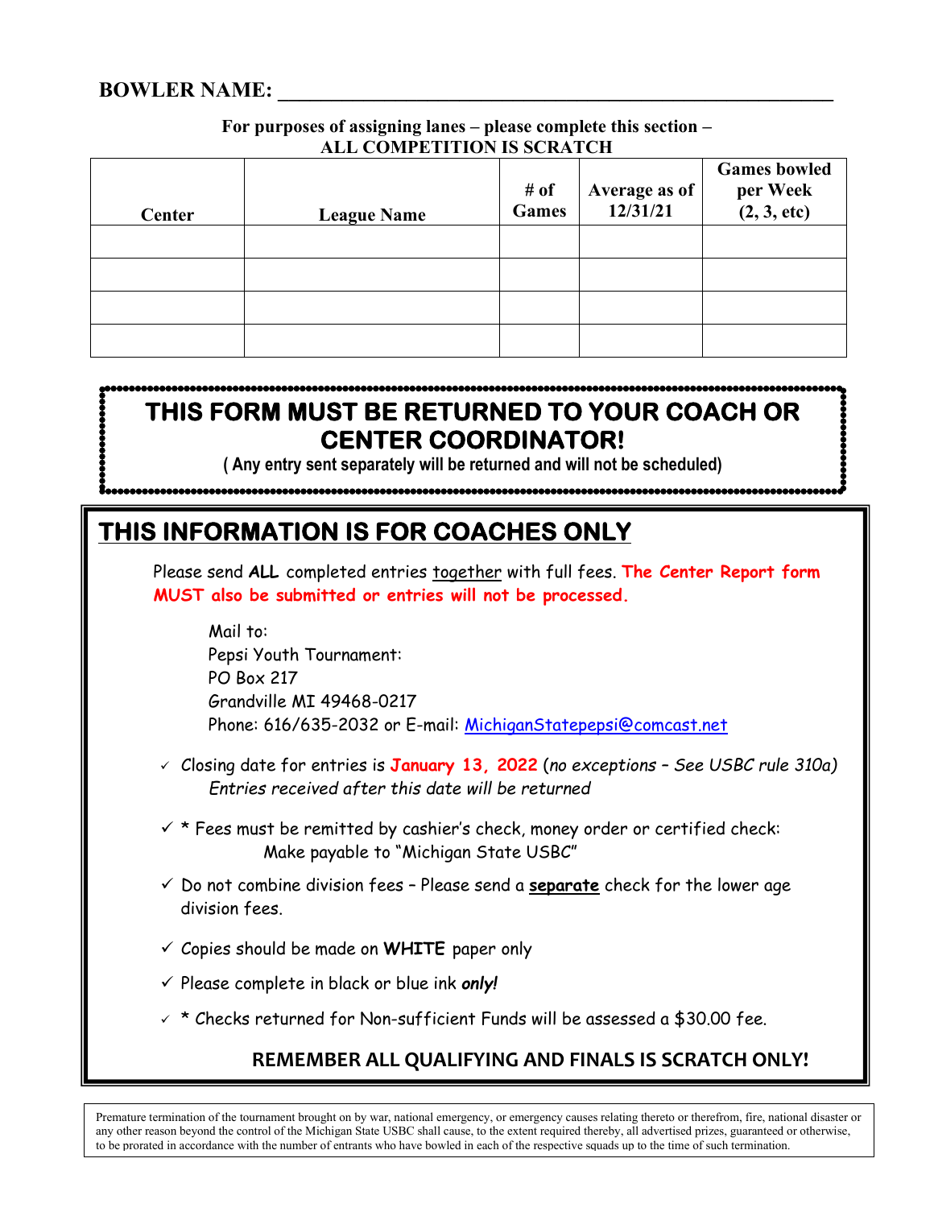**BOWLER NAME: ______________________________________________________**

**For purposes of assigning lanes – please complete this section – ALL COMPETITION IS SCRATCH**

| Center | League Name | # of Games | Average as of 12/31/21 | Games bowled per Week (2, 3, etc) |
|---|---|---|---|---|
| | | | | |
| | | | | |
| | | | | |
| | | | | |

## THIS FORM MUST BE RETURNED TO YOUR COACH OR CENTER COORDINATOR!

**( Any entry sent separately will be returned and will not be scheduled)**

## THIS INFORMATION IS FOR COACHES ONLY

Please send **ALL** completed entries together with full fees. **The Center Report form MUST also be submitted or entries will not be processed.**

Mail to:
Pepsi Youth Tournament:
PO Box 217
Grandville MI 49468-0217
Phone: 616/635-2032 or E-mail: MichiganStatepepsi@comcast.net

- ✓ Closing date for entries is **January 13, 2022** (*no exceptions – See USBC rule 310a*)
  *Entries received after this date will be returned*
- ✓ * Fees must be remitted by cashier's check, money order or certified check:
  Make payable to "Michigan State USBC"
- ✓ Do not combine division fees – Please send a **separate** check for the lower age division fees.
- ✓ Copies should be made on **WHITE** paper only
- ✓ Please complete in black or blue ink ***only!***
- ✓ * Checks returned for Non-sufficient Funds will be assessed a $30.00 fee.

**REMEMBER ALL QUALIFYING AND FINALS IS SCRATCH ONLY!**

Premature termination of the tournament brought on by war, national emergency, or emergency causes relating thereto or therefrom, fire, national disaster or any other reason beyond the control of the Michigan State USBC shall cause, to the extent required thereby, all advertised prizes, guaranteed or otherwise, to be prorated in accordance with the number of entrants who have bowled in each of the respective squads up to the time of such termination.